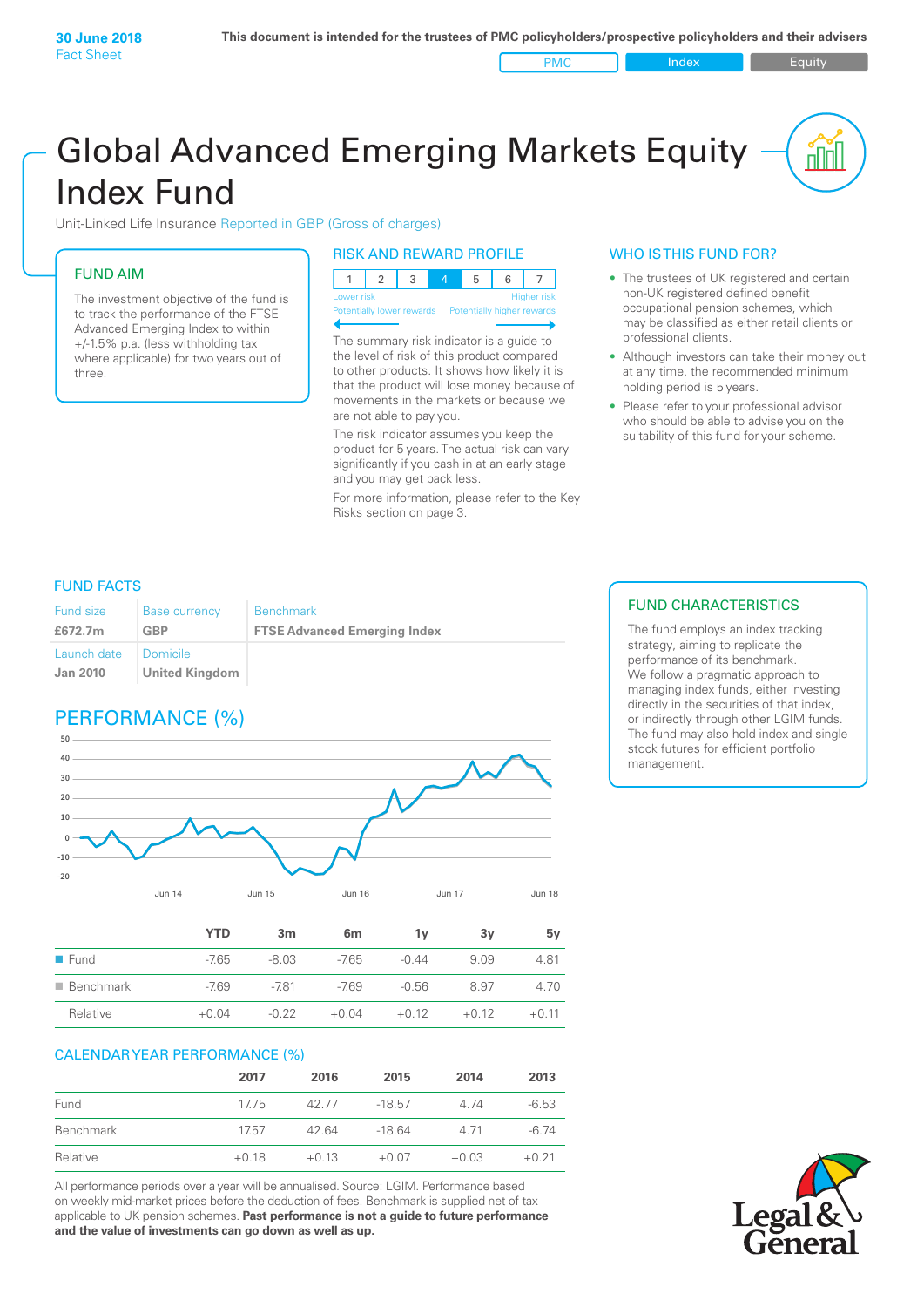**30 June 2018**
Fact Sheet

**This document is intended for the trustees of PMC policyholders/prospective policyholders and their advisers**

PMC | Index | Equity

# Global Advanced Emerging Markets Equity Index Fund

Unit-Linked Life Insurance Reported in GBP (Gross of charges)

## FUND AIM

The investment objective of the fund is to track the performance of the FTSE Advanced Emerging Index to within +/-1.5% p.a. (less withholding tax where applicable) for two years out of three.

## RISK AND REWARD PROFILE

| 1 | 2 | 3 | 4 | 5 | 6 | 7 |
|---|---|---|---|---|---|---|

Lower risk — Higher risk
Potentially lower rewards — Potentially higher rewards

The summary risk indicator is a guide to the level of risk of this product compared to other products. It shows how likely it is that the product will lose money because of movements in the markets or because we are not able to pay you.

The risk indicator assumes you keep the product for 5 years. The actual risk can vary significantly if you cash in at an early stage and you may get back less.

For more information, please refer to the Key Risks section on page 3.

## WHO IS THIS FUND FOR?

- The trustees of UK registered and certain non-UK registered defined benefit occupational pension schemes, which may be classified as either retail clients or professional clients.
- Although investors can take their money out at any time, the recommended minimum holding period is 5 years.
- Please refer to your professional advisor who should be able to advise you on the suitability of this fund for your scheme.

## FUND FACTS

| Fund size | Base currency | Benchmark |
|---|---|---|
| **£672.7m** | **GBP** | **FTSE Advanced Emerging Index** |
| Launch date | Domicile | |
| **Jan 2010** | **United Kingdom** | |

## FUND CHARACTERISTICS

The fund employs an index tracking strategy, aiming to replicate the performance of its benchmark.
We follow a pragmatic approach to managing index funds, either investing directly in the securities of that index, or indirectly through other LGIM funds. The fund may also hold index and single stock futures for efficient portfolio management.

## PERFORMANCE (%)

| | YTD | 3m | 6m | 1y | 3y | 5y |
|---|---|---|---|---|---|---|
| Fund | -7.65 | -8.03 | -7.65 | -0.44 | 9.09 | 4.81 |
| Benchmark | -7.69 | -7.81 | -7.69 | -0.56 | 8.97 | 4.70 |
| Relative | +0.04 | -0.22 | +0.04 | +0.12 | +0.12 | +0.11 |

## CALENDAR YEAR PERFORMANCE (%)

| | 2017 | 2016 | 2015 | 2014 | 2013 |
|---|---|---|---|---|---|
| Fund | 17.75 | 42.77 | -18.57 | 4.74 | -6.53 |
| Benchmark | 17.57 | 42.64 | -18.64 | 4.71 | -6.74 |
| Relative | +0.18 | +0.13 | +0.07 | +0.03 | +0.21 |

All performance periods over a year will be annualised. Source: LGIM. Performance based on weekly mid-market prices before the deduction of fees. Benchmark is supplied net of tax applicable to UK pension schemes. **Past performance is not a guide to future performance and the value of investments can go down as well as up.**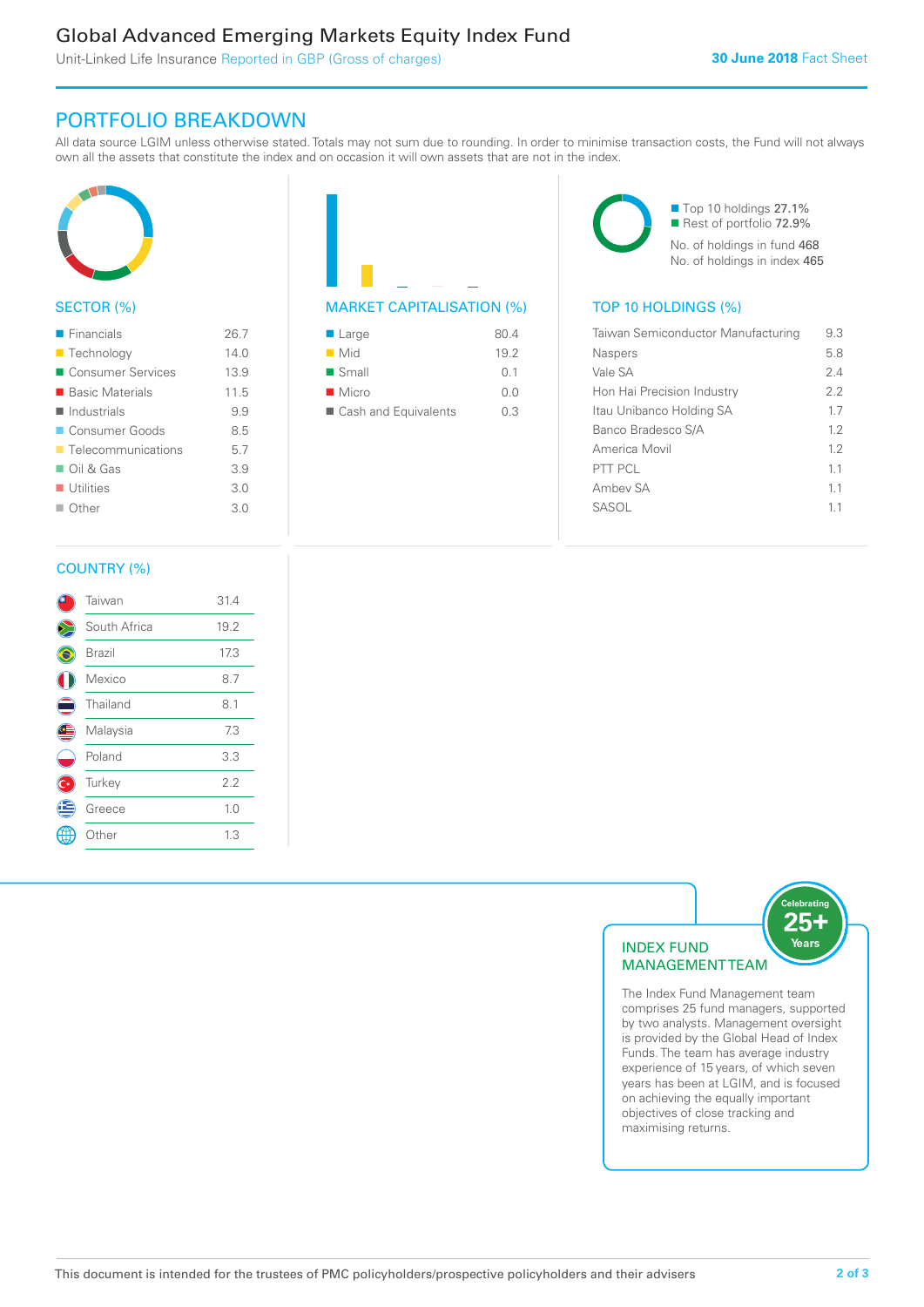# Global Advanced Emerging Markets Equity Index Fund

Unit-Linked Life Insurance Reported in GBP (Gross of charges)

**30 June 2018** Fact Sheet

## PORTFOLIO BREAKDOWN

All data source LGIM unless otherwise stated. Totals may not sum due to rounding. In order to minimise transaction costs, the Fund will not always own all the assets that constitute the index and on occasion it will own assets that are not in the index.

### SECTOR (%)

| Sector | % |
|---|---|
| Financials | 26.7 |
| Technology | 14.0 |
| Consumer Services | 13.9 |
| Basic Materials | 11.5 |
| Industrials | 9.9 |
| Consumer Goods | 8.5 |
| Telecommunications | 5.7 |
| Oil & Gas | 3.9 |
| Utilities | 3.0 |
| Other | 3.0 |

### MARKET CAPITALISATION (%)

| Market Capitalisation | % |
|---|---|
| Large | 80.4 |
| Mid | 19.2 |
| Small | 0.1 |
| Micro | 0.0 |
| Cash and Equivalents | 0.3 |

- Top 10 holdings 27.1%
- Rest of portfolio 72.9%

No. of holdings in fund 468

No. of holdings in index 465

### TOP 10 HOLDINGS (%)

| Holding | % |
|---|---|
| Taiwan Semiconductor Manufacturing | 9.3 |
| Naspers | 5.8 |
| Vale SA | 2.4 |
| Hon Hai Precision Industry | 2.2 |
| Itau Unibanco Holding SA | 1.7 |
| Banco Bradesco S/A | 1.2 |
| America Movil | 1.2 |
| PTT PCL | 1.1 |
| Ambev SA | 1.1 |
| SASOL | 1.1 |

### COUNTRY (%)

| Country | % |
|---|---|
| Taiwan | 31.4 |
| South Africa | 19.2 |
| Brazil | 17.3 |
| Mexico | 8.7 |
| Thailand | 8.1 |
| Malaysia | 7.3 |
| Poland | 3.3 |
| Turkey | 2.2 |
| Greece | 1.0 |
| Other | 1.3 |

### INDEX FUND MANAGEMENT TEAM

Celebrating 25+ Years

The Index Fund Management team comprises 25 fund managers, supported by two analysts. Management oversight is provided by the Global Head of Index Funds. The team has average industry experience of 15 years, of which seven years has been at LGIM, and is focused on achieving the equally important objectives of close tracking and maximising returns.

This document is intended for the trustees of PMC policyholders/prospective policyholders and their advisers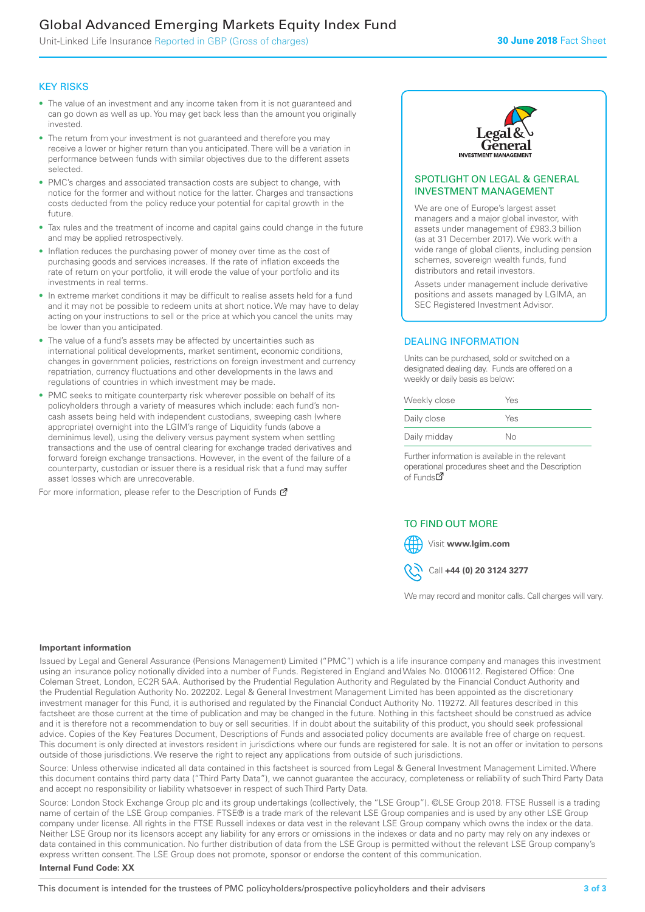# Global Advanced Emerging Markets Equity Index Fund

Unit-Linked Life Insurance Reported in GBP (Gross of charges)

**30 June 2018** Fact Sheet

## KEY RISKS

- The value of an investment and any income taken from it is not guaranteed and can go down as well as up. You may get back less than the amount you originally invested.
- The return from your investment is not guaranteed and therefore you may receive a lower or higher return than you anticipated. There will be a variation in performance between funds with similar objectives due to the different assets selected.
- PMC's charges and associated transaction costs are subject to change, with notice for the former and without notice for the latter. Charges and transactions costs deducted from the policy reduce your potential for capital growth in the future.
- Tax rules and the treatment of income and capital gains could change in the future and may be applied retrospectively.
- Inflation reduces the purchasing power of money over time as the cost of purchasing goods and services increases. If the rate of inflation exceeds the rate of return on your portfolio, it will erode the value of your portfolio and its investments in real terms.
- In extreme market conditions it may be difficult to realise assets held for a fund and it may not be possible to redeem units at short notice. We may have to delay acting on your instructions to sell or the price at which you cancel the units may be lower than you anticipated.
- The value of a fund's assets may be affected by uncertainties such as international political developments, market sentiment, economic conditions, changes in government policies, restrictions on foreign investment and currency repatriation, currency fluctuations and other developments in the laws and regulations of countries in which investment may be made.
- PMC seeks to mitigate counterparty risk wherever possible on behalf of its policyholders through a variety of measures which include: each fund's non-cash assets being held with independent custodians, sweeping cash (where appropriate) overnight into the LGIM's range of Liquidity funds (above a deminimus level), using the delivery versus payment system when settling transactions and the use of central clearing for exchange traded derivatives and forward foreign exchange transactions. However, in the event of the failure of a counterparty, custodian or issuer there is a residual risk that a fund may suffer asset losses which are unrecoverable.

For more information, please refer to the Description of Funds

## SPOTLIGHT ON LEGAL & GENERAL INVESTMENT MANAGEMENT

We are one of Europe's largest asset managers and a major global investor, with assets under management of £983.3 billion (as at 31 December 2017). We work with a wide range of global clients, including pension schemes, sovereign wealth funds, fund distributors and retail investors.

Assets under management include derivative positions and assets managed by LGIMA, an SEC Registered Investment Advisor.

## DEALING INFORMATION

Units can be purchased, sold or switched on a designated dealing day. Funds are offered on a weekly or daily basis as below:

| | |
|---|---|
| Weekly close | Yes |
| Daily close | Yes |
| Daily midday | No |

Further information is available in the relevant operational procedures sheet and the Description of Funds

## TO FIND OUT MORE

Visit **www.lgim.com**

Call **+44 (0) 20 3124 3277**

We may record and monitor calls. Call charges will vary.

**Important information**

Issued by Legal and General Assurance (Pensions Management) Limited ("PMC") which is a life insurance company and manages this investment using an insurance policy notionally divided into a number of Funds. Registered in England and Wales No. 01006112. Registered Office: One Coleman Street, London, EC2R 5AA. Authorised by the Prudential Regulation Authority and Regulated by the Financial Conduct Authority and the Prudential Regulation Authority No. 202202. Legal & General Investment Management Limited has been appointed as the discretionary investment manager for this Fund, it is authorised and regulated by the Financial Conduct Authority No. 119272. All features described in this factsheet are those current at the time of publication and may be changed in the future. Nothing in this factsheet should be construed as advice and it is therefore not a recommendation to buy or sell securities. If in doubt about the suitability of this product, you should seek professional advice. Copies of the Key Features Document, Descriptions of Funds and associated policy documents are available free of charge on request. This document is only directed at investors resident in jurisdictions where our funds are registered for sale. It is not an offer or invitation to persons outside of those jurisdictions. We reserve the right to reject any applications from outside of such jurisdictions.

Source: Unless otherwise indicated all data contained in this factsheet is sourced from Legal & General Investment Management Limited. Where this document contains third party data ("Third Party Data"), we cannot guarantee the accuracy, completeness or reliability of such Third Party Data and accept no responsibility or liability whatsoever in respect of such Third Party Data.

Source: London Stock Exchange Group plc and its group undertakings (collectively, the "LSE Group"). ©LSE Group 2018. FTSE Russell is a trading name of certain of the LSE Group companies. FTSE® is a trade mark of the relevant LSE Group companies and is used by any other LSE Group company under license. All rights in the FTSE Russell indexes or data vest in the relevant LSE Group company which owns the index or the data. Neither LSE Group nor its licensors accept any liability for any errors or omissions in the indexes or data and no party may rely on any indexes or data contained in this communication. No further distribution of data from the LSE Group is permitted without the relevant LSE Group company's express written consent. The LSE Group does not promote, sponsor or endorse the content of this communication.

**Internal Fund Code: XX**

This document is intended for the trustees of PMC policyholders/prospective policyholders and their advisers